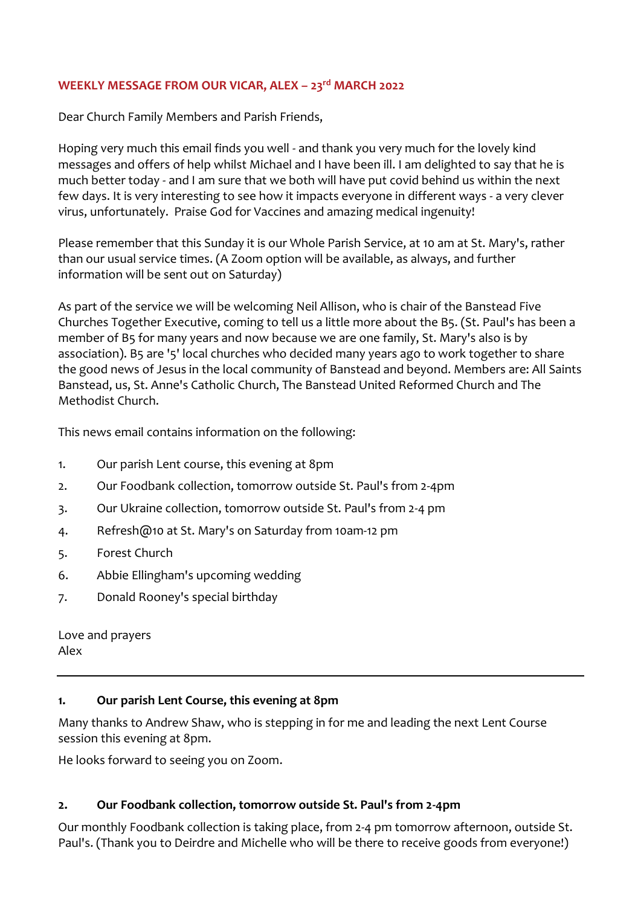**WEEKLY MESSAGE FROM OUR VICAR, ALEX – 23rd MARCH 2022**

Dear Church Family Members and Parish Friends,

Hoping very much this email finds you well - and thank you very much for the lovely kind messages and offers of help whilst Michael and I have been ill. I am delighted to say that he is much better today - and I am sure that we both will have put covid behind us within the next few days. It is very interesting to see how it impacts everyone in different ways - a very clever virus, unfortunately. Praise God for Vaccines and amazing medical ingenuity!

Please remember that this Sunday it is our Whole Parish Service, at 10 am at St. Mary's, rather than our usual service times. (A Zoom option will be available, as always, and further information will be sent out on Saturday)

As part of the service we will be welcoming Neil Allison, who is chair of the Banstead Five Churches Together Executive, coming to tell us a little more about the B5. (St. Paul's has been a member of B5 for many years and now because we are one family, St. Mary's also is by association). B5 are '5' local churches who decided many years ago to work together to share the good news of Jesus in the local community of Banstead and beyond. Members are: All Saints Banstead, us, St. Anne's Catholic Church, The Banstead United Reformed Church and The Methodist Church.

This news email contains information on the following:

1. Our parish Lent course, this evening at 8pm
2. Our Foodbank collection, tomorrow outside St. Paul's from 2-4pm
3. Our Ukraine collection, tomorrow outside St. Paul's from 2-4 pm
4. Refresh@10 at St. Mary's on Saturday from 10am-12 pm
5. Forest Church
6. Abbie Ellingham's upcoming wedding
7. Donald Rooney's special birthday

Love and prayers
Alex

---

**1. Our parish Lent Course, this evening at 8pm**

Many thanks to Andrew Shaw, who is stepping in for me and leading the next Lent Course session this evening at 8pm.

He looks forward to seeing you on Zoom.

**2. Our Foodbank collection, tomorrow outside St. Paul's from 2-4pm**

Our monthly Foodbank collection is taking place, from 2-4 pm tomorrow afternoon, outside St. Paul's. (Thank you to Deirdre and Michelle who will be there to receive goods from everyone!)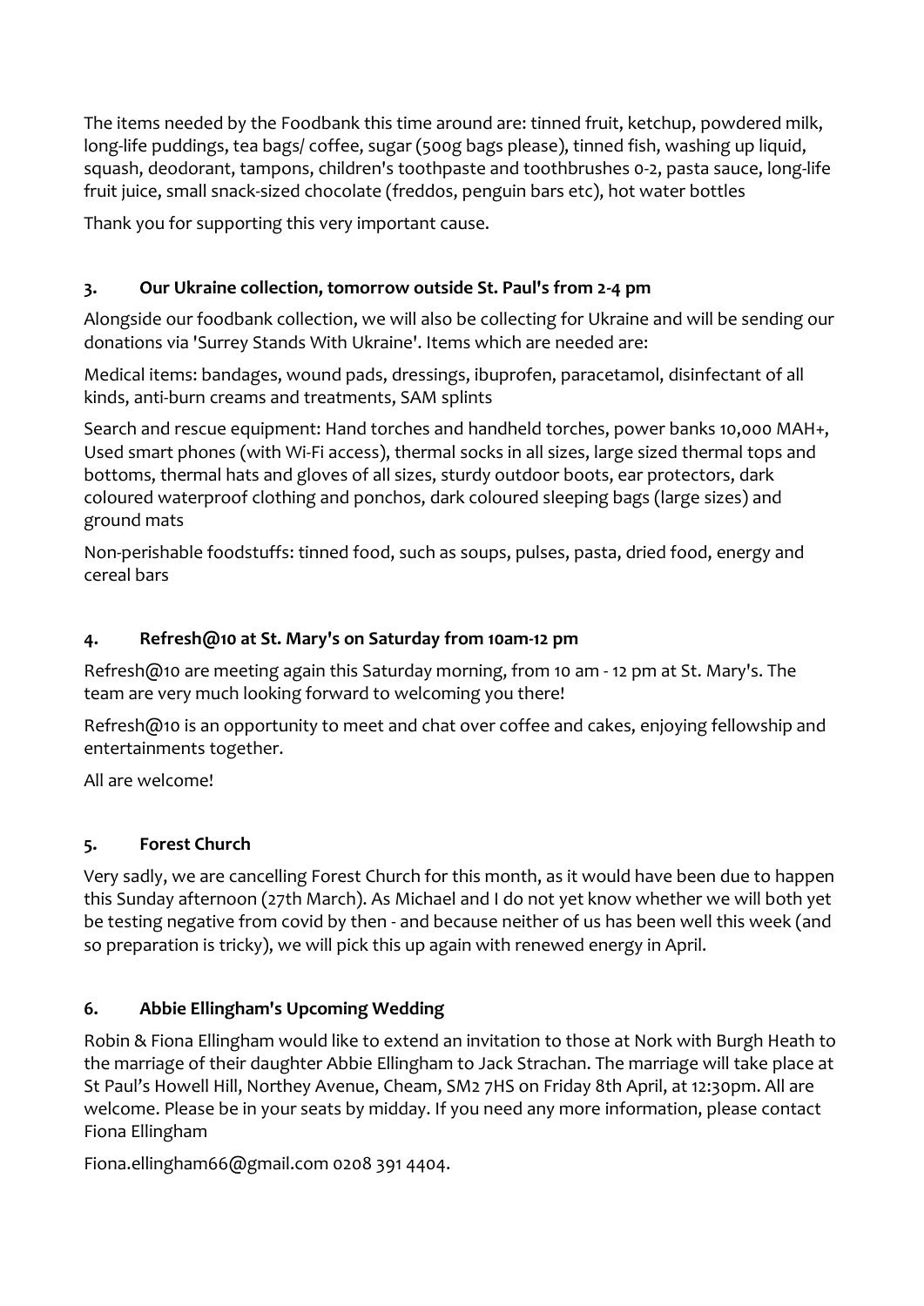The items needed by the Foodbank this time around are: tinned fruit, ketchup, powdered milk, long-life puddings, tea bags/ coffee, sugar (500g bags please), tinned fish, washing up liquid, squash, deodorant, tampons, children's toothpaste and toothbrushes 0-2, pasta sauce, long-life fruit juice, small snack-sized chocolate (freddos, penguin bars etc), hot water bottles

Thank you for supporting this very important cause.

### 3. Our Ukraine collection, tomorrow outside St. Paul's from 2-4 pm

Alongside our foodbank collection, we will also be collecting for Ukraine and will be sending our donations via 'Surrey Stands With Ukraine'. Items which are needed are:

Medical items: bandages, wound pads, dressings, ibuprofen, paracetamol, disinfectant of all kinds, anti-burn creams and treatments, SAM splints

Search and rescue equipment: Hand torches and handheld torches, power banks 10,000 MAH+, Used smart phones (with Wi-Fi access), thermal socks in all sizes, large sized thermal tops and bottoms, thermal hats and gloves of all sizes, sturdy outdoor boots, ear protectors, dark coloured waterproof clothing and ponchos, dark coloured sleeping bags (large sizes) and ground mats

Non-perishable foodstuffs: tinned food, such as soups, pulses, pasta, dried food, energy and cereal bars

### 4. Refresh@10 at St. Mary's on Saturday from 10am-12 pm

Refresh@10 are meeting again this Saturday morning, from 10 am - 12 pm at St. Mary's. The team are very much looking forward to welcoming you there!

Refresh@10 is an opportunity to meet and chat over coffee and cakes, enjoying fellowship and entertainments together.

All are welcome!

### 5. Forest Church

Very sadly, we are cancelling Forest Church for this month, as it would have been due to happen this Sunday afternoon (27th March). As Michael and I do not yet know whether we will both yet be testing negative from covid by then - and because neither of us has been well this week (and so preparation is tricky), we will pick this up again with renewed energy in April.

### 6. Abbie Ellingham's Upcoming Wedding

Robin & Fiona Ellingham would like to extend an invitation to those at Nork with Burgh Heath to the marriage of their daughter Abbie Ellingham to Jack Strachan. The marriage will take place at St Paul's Howell Hill, Northey Avenue, Cheam, SM2 7HS on Friday 8th April, at 12:30pm. All are welcome. Please be in your seats by midday. If you need any more information, please contact Fiona Ellingham

Fiona.ellingham66@gmail.com 0208 391 4404.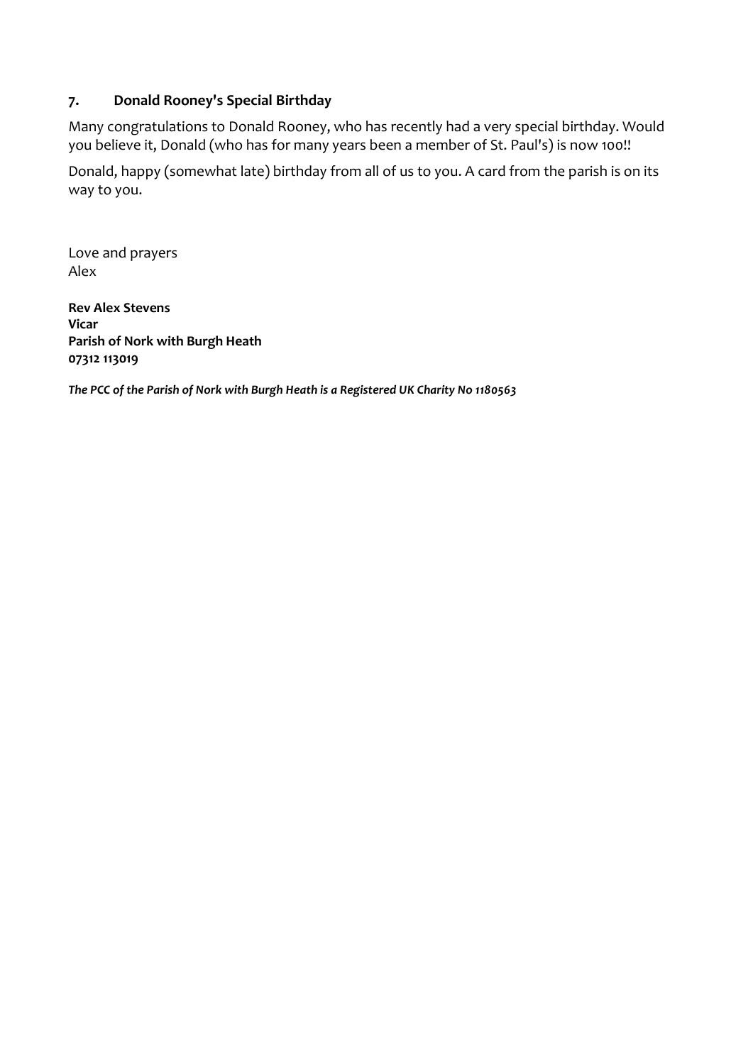## 7. Donald Rooney's Special Birthday

Many congratulations to Donald Rooney, who has recently had a very special birthday. Would you believe it, Donald (who has for many years been a member of St. Paul's) is now 100!!

Donald, happy (somewhat late) birthday from all of us to you. A card from the parish is on its way to you.

Love and prayers
Alex

**Rev Alex Stevens**
**Vicar**
**Parish of Nork with Burgh Heath**
**07312 113019**

***The PCC of the Parish of Nork with Burgh Heath is a Registered UK Charity No 1180563***